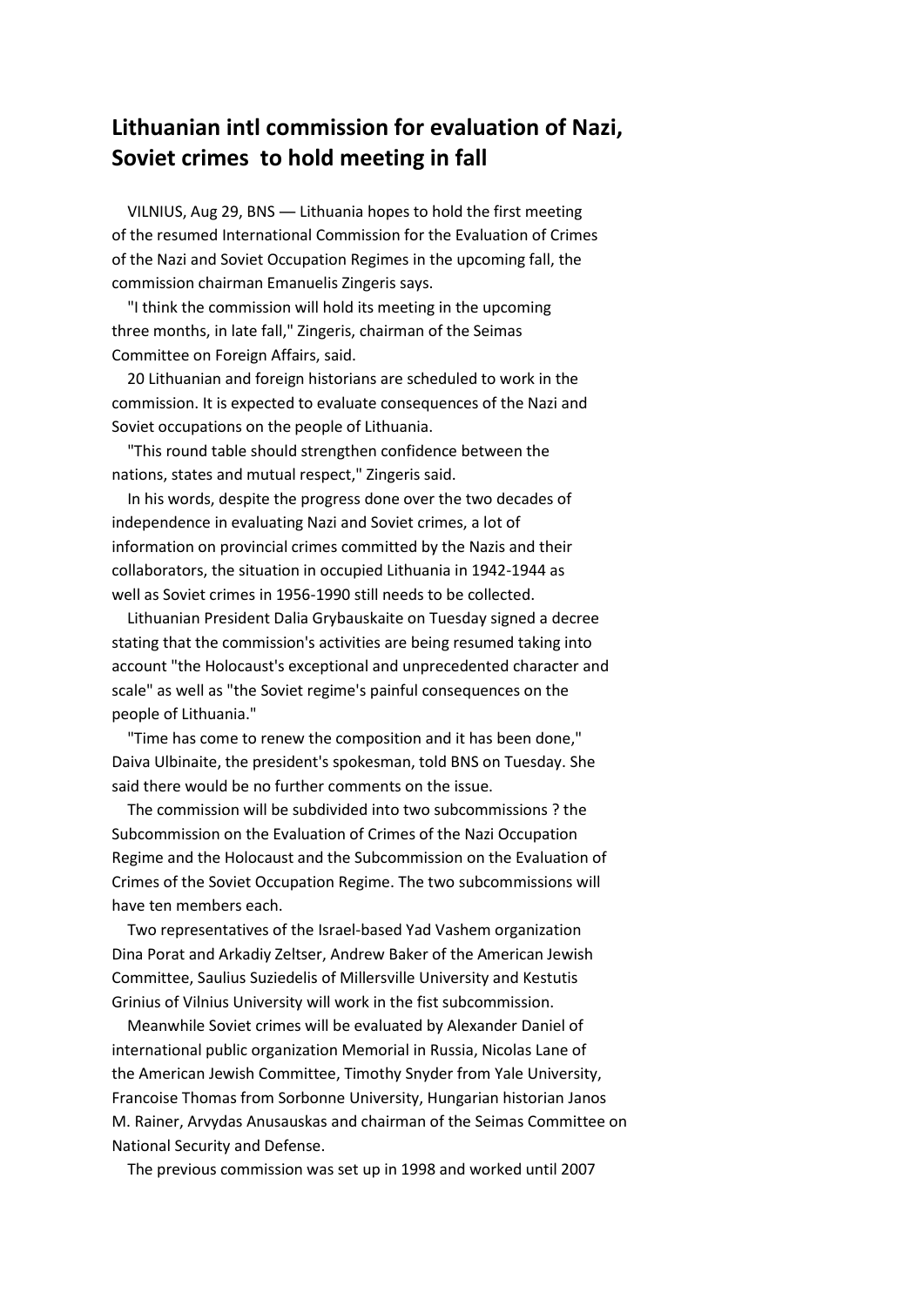# Lithuanian intl commission for evaluation of Nazi, Soviet crimes to hold meeting in fall

VILNIUS, Aug 29, BNS — Lithuania hopes to hold the first meeting of the resumed International Commission for the Evaluation of Crimes of the Nazi and Soviet Occupation Regimes in the upcoming fall, the commission chairman Emanuelis Zingeris says.

"I think the commission will hold its meeting in the upcoming three months, in late fall," Zingeris, chairman of the Seimas Committee on Foreign Affairs, said.

20 Lithuanian and foreign historians are scheduled to work in the commission. It is expected to evaluate consequences of the Nazi and Soviet occupations on the people of Lithuania.

"This round table should strengthen confidence between the nations, states and mutual respect," Zingeris said.

In his words, despite the progress done over the two decades of independence in evaluating Nazi and Soviet crimes, a lot of information on provincial crimes committed by the Nazis and their collaborators, the situation in occupied Lithuania in 1942-1944 as well as Soviet crimes in 1956-1990 still needs to be collected.

Lithuanian President Dalia Grybauskaite on Tuesday signed a decree stating that the commission's activities are being resumed taking into account "the Holocaust's exceptional and unprecedented character and scale" as well as "the Soviet regime's painful consequences on the people of Lithuania."

"Time has come to renew the composition and it has been done," Daiva Ulbinaite, the president's spokesman, told BNS on Tuesday. She said there would be no further comments on the issue.

The commission will be subdivided into two subcommissions ? the Subcommission on the Evaluation of Crimes of the Nazi Occupation Regime and the Holocaust and the Subcommission on the Evaluation of Crimes of the Soviet Occupation Regime. The two subcommissions will have ten members each.

Two representatives of the Israel-based Yad Vashem organization Dina Porat and Arkadiy Zeltser, Andrew Baker of the American Jewish Committee, Saulius Suziedelis of Millersville University and Kestutis Grinius of Vilnius University will work in the fist subcommission.

Meanwhile Soviet crimes will be evaluated by Alexander Daniel of international public organization Memorial in Russia, Nicolas Lane of the American Jewish Committee, Timothy Snyder from Yale University, Francoise Thomas from Sorbonne University, Hungarian historian Janos M. Rainer, Arvydas Anusauskas and chairman of the Seimas Committee on National Security and Defense.

The previous commission was set up in 1998 and worked until 2007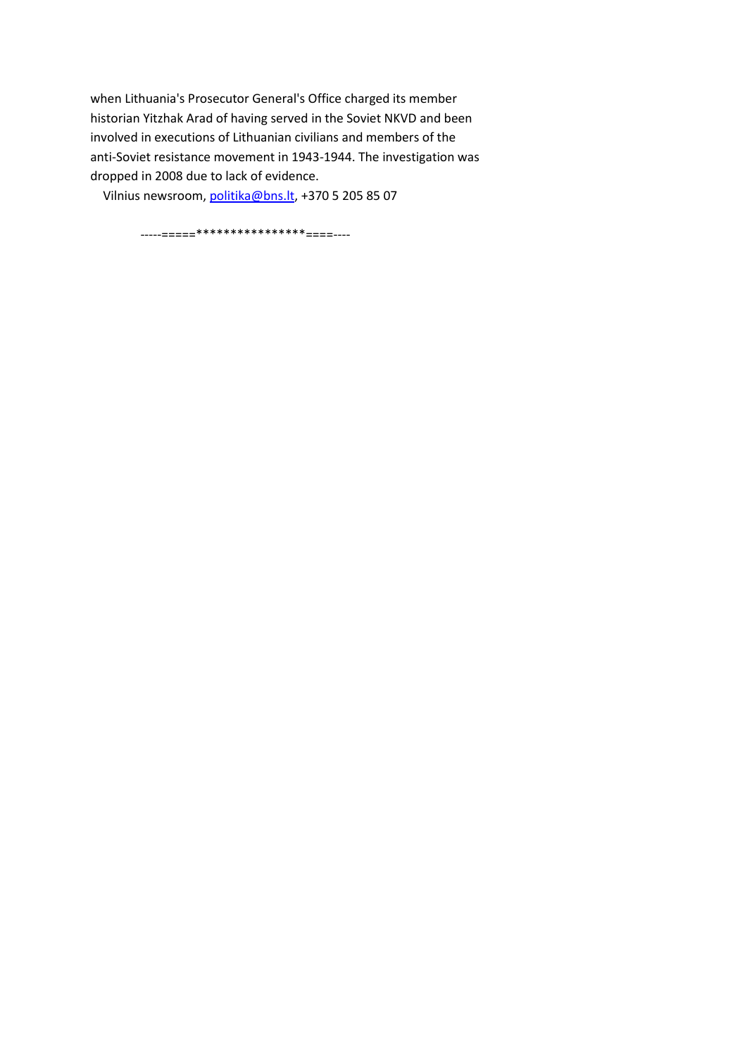when Lithuania's Prosecutor General's Office charged its member historian Yitzhak Arad of having served in the Soviet NKVD and been involved in executions of Lithuanian civilians and members of the anti-Soviet resistance movement in 1943-1944. The investigation was dropped in 2008 due to lack of evidence.

Vilnius newsroom, politika@bns.lt, +370 5 205 85 07

-----=====****************====----